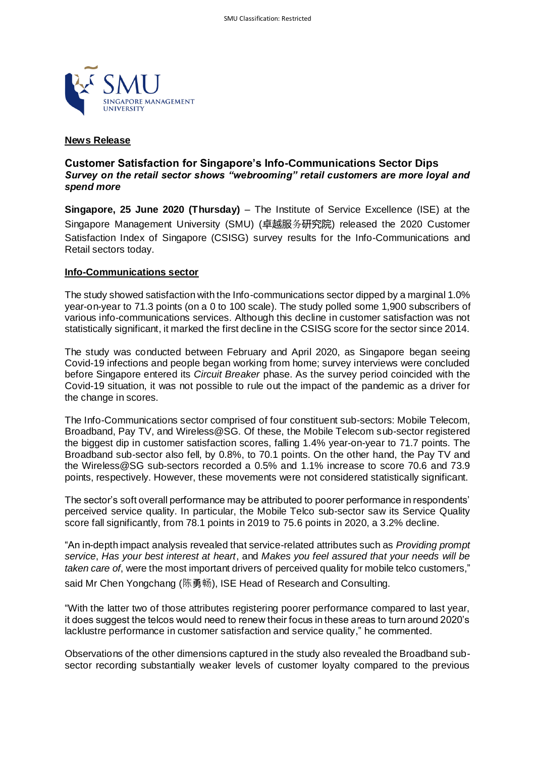**News Release**

## Customer Satisfaction for Singapore's Info-Communications Sector Dips

***Survey on the retail sector shows "webrooming" retail customers are more loyal and spend more***

**Singapore, 25 June 2020 (Thursday)** – The Institute of Service Excellence (ISE) at the Singapore Management University (SMU) (卓越服务研究院) released the 2020 Customer Satisfaction Index of Singapore (CSISG) survey results for the Info-Communications and Retail sectors today.

**Info-Communications sector**

The study showed satisfaction with the Info-communications sector dipped by a marginal 1.0% year-on-year to 71.3 points (on a 0 to 100 scale). The study polled some 1,900 subscribers of various info-communications services. Although this decline in customer satisfaction was not statistically significant, it marked the first decline in the CSISG score for the sector since 2014.

The study was conducted between February and April 2020, as Singapore began seeing Covid-19 infections and people began working from home; survey interviews were concluded before Singapore entered its *Circuit Breaker* phase. As the survey period coincided with the Covid-19 situation, it was not possible to rule out the impact of the pandemic as a driver for the change in scores.

The Info-Communications sector comprised of four constituent sub-sectors: Mobile Telecom, Broadband, Pay TV, and Wireless@SG. Of these, the Mobile Telecom sub-sector registered the biggest dip in customer satisfaction scores, falling 1.4% year-on-year to 71.7 points. The Broadband sub-sector also fell, by 0.8%, to 70.1 points. On the other hand, the Pay TV and the Wireless@SG sub-sectors recorded a 0.5% and 1.1% increase to score 70.6 and 73.9 points, respectively. However, these movements were not considered statistically significant.

The sector's soft overall performance may be attributed to poorer performance in respondents' perceived service quality. In particular, the Mobile Telco sub-sector saw its Service Quality score fall significantly, from 78.1 points in 2019 to 75.6 points in 2020, a 3.2% decline.

"An in-depth impact analysis revealed that service-related attributes such as *Providing prompt service*, *Has your best interest at heart*, and *Makes you feel assured that your needs will be taken care of*, were the most important drivers of perceived quality for mobile telco customers," said Mr Chen Yongchang (陈勇畅), ISE Head of Research and Consulting.

"With the latter two of those attributes registering poorer performance compared to last year, it does suggest the telcos would need to renew their focus in these areas to turn around 2020's lacklustre performance in customer satisfaction and service quality," he commented.

Observations of the other dimensions captured in the study also revealed the Broadband sub-sector recording substantially weaker levels of customer loyalty compared to the previous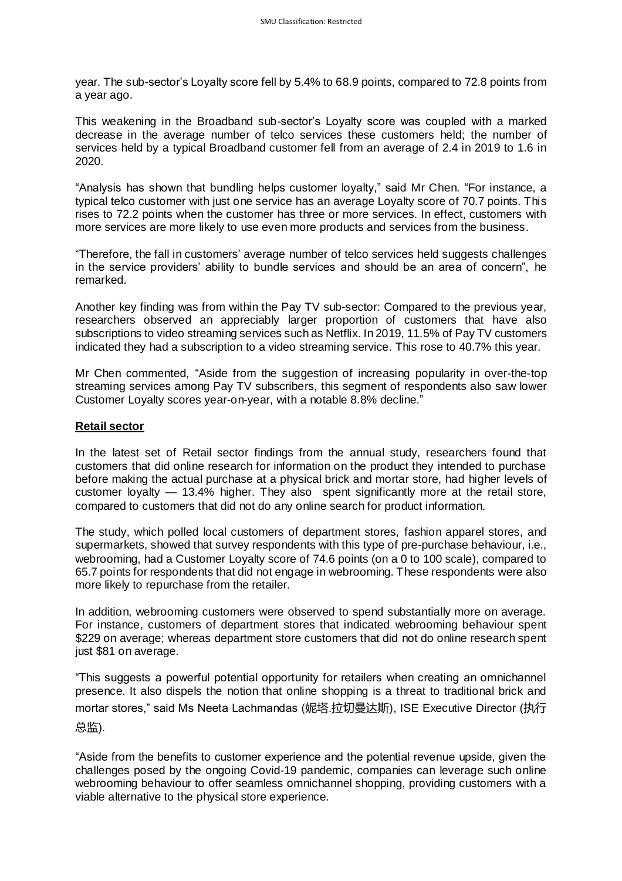year. The sub-sector's Loyalty score fell by 5.4% to 68.9 points, compared to 72.8 points from a year ago.

This weakening in the Broadband sub-sector's Loyalty score was coupled with a marked decrease in the average number of telco services these customers held; the number of services held by a typical Broadband customer fell from an average of 2.4 in 2019 to 1.6 in 2020.

"Analysis has shown that bundling helps customer loyalty," said Mr Chen. "For instance, a typical telco customer with just one service has an average Loyalty score of 70.7 points. This rises to 72.2 points when the customer has three or more services. In effect, customers with more services are more likely to use even more products and services from the business.

"Therefore, the fall in customers' average number of telco services held suggests challenges in the service providers' ability to bundle services and should be an area of concern", he remarked.

Another key finding was from within the Pay TV sub-sector: Compared to the previous year, researchers observed an appreciably larger proportion of customers that have also subscriptions to video streaming services such as Netflix. In 2019, 11.5% of Pay TV customers indicated they had a subscription to a video streaming service. This rose to 40.7% this year.

Mr Chen commented, "Aside from the suggestion of increasing popularity in over-the-top streaming services among Pay TV subscribers, this segment of respondents also saw lower Customer Loyalty scores year-on-year, with a notable 8.8% decline."

**Retail sector**

In the latest set of Retail sector findings from the annual study, researchers found that customers that did online research for information on the product they intended to purchase before making the actual purchase at a physical brick and mortar store, had higher levels of customer loyalty — 13.4% higher. They also spent significantly more at the retail store, compared to customers that did not do any online search for product information.

The study, which polled local customers of department stores, fashion apparel stores, and supermarkets, showed that survey respondents with this type of pre-purchase behaviour, i.e., webrooming, had a Customer Loyalty score of 74.6 points (on a 0 to 100 scale), compared to 65.7 points for respondents that did not engage in webrooming. These respondents were also more likely to repurchase from the retailer.

In addition, webrooming customers were observed to spend substantially more on average. For instance, customers of department stores that indicated webrooming behaviour spent $229 on average; whereas department store customers that did not do online research spent just $81 on average.

"This suggests a powerful potential opportunity for retailers when creating an omnichannel presence. It also dispels the notion that online shopping is a threat to traditional brick and mortar stores," said Ms Neeta Lachmandas (妮塔.拉切曼达斯), ISE Executive Director (执行总监).

"Aside from the benefits to customer experience and the potential revenue upside, given the challenges posed by the ongoing Covid-19 pandemic, companies can leverage such online webrooming behaviour to offer seamless omnichannel shopping, providing customers with a viable alternative to the physical store experience.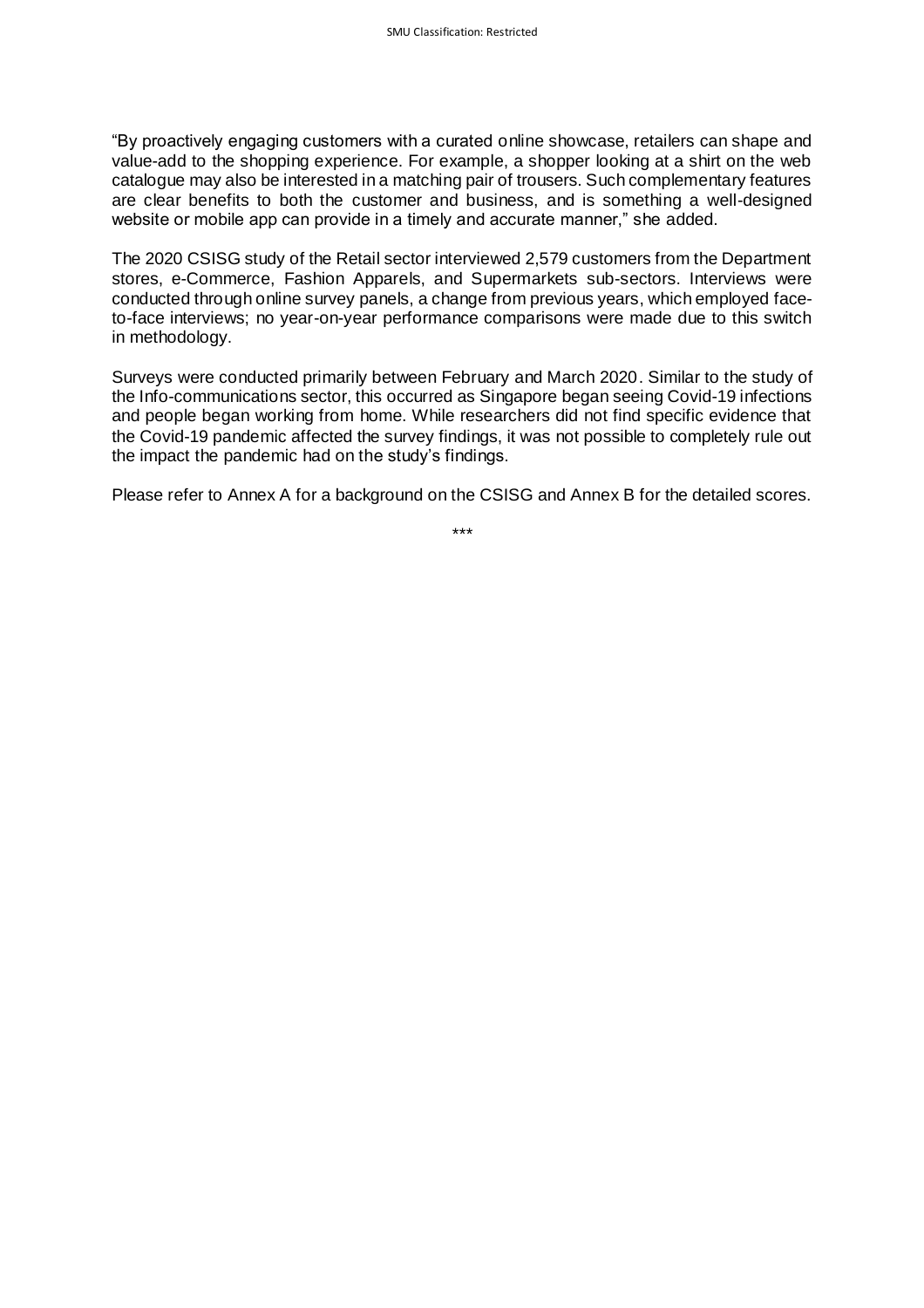"By proactively engaging customers with a curated online showcase, retailers can shape and value-add to the shopping experience. For example, a shopper looking at a shirt on the web catalogue may also be interested in a matching pair of trousers. Such complementary features are clear benefits to both the customer and business, and is something a well-designed website or mobile app can provide in a timely and accurate manner," she added.

The 2020 CSISG study of the Retail sector interviewed 2,579 customers from the Department stores, e-Commerce, Fashion Apparels, and Supermarkets sub-sectors. Interviews were conducted through online survey panels, a change from previous years, which employed face-to-face interviews; no year-on-year performance comparisons were made due to this switch in methodology.

Surveys were conducted primarily between February and March 2020. Similar to the study of the Info-communications sector, this occurred as Singapore began seeing Covid-19 infections and people began working from home. While researchers did not find specific evidence that the Covid-19 pandemic affected the survey findings, it was not possible to completely rule out the impact the pandemic had on the study's findings.

Please refer to Annex A for a background on the CSISG and Annex B for the detailed scores.

***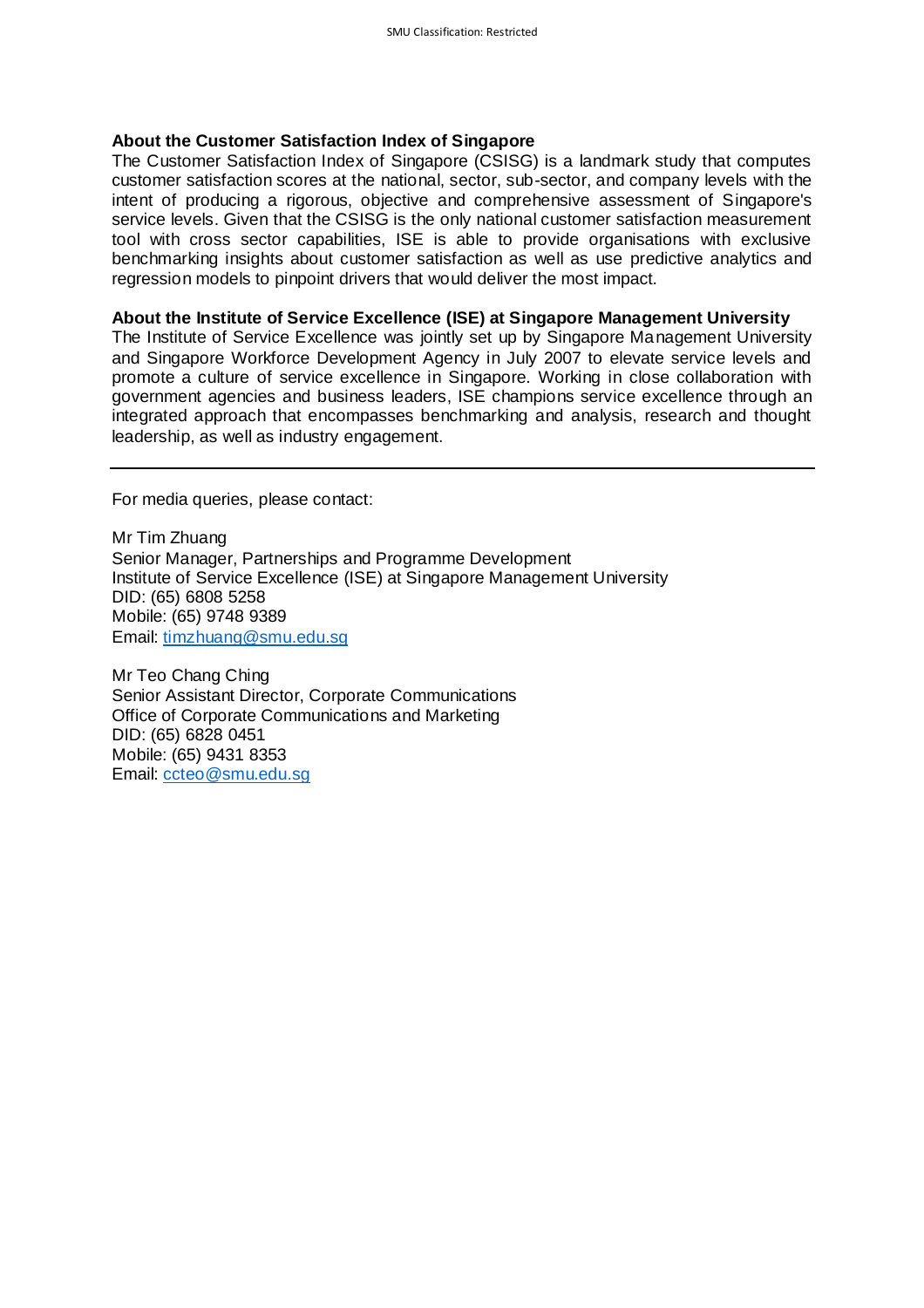**About the Customer Satisfaction Index of Singapore**

The Customer Satisfaction Index of Singapore (CSISG) is a landmark study that computes customer satisfaction scores at the national, sector, sub-sector, and company levels with the intent of producing a rigorous, objective and comprehensive assessment of Singapore's service levels. Given that the CSISG is the only national customer satisfaction measurement tool with cross sector capabilities, ISE is able to provide organisations with exclusive benchmarking insights about customer satisfaction as well as use predictive analytics and regression models to pinpoint drivers that would deliver the most impact.

**About the Institute of Service Excellence (ISE) at Singapore Management University**

The Institute of Service Excellence was jointly set up by Singapore Management University and Singapore Workforce Development Agency in July 2007 to elevate service levels and promote a culture of service excellence in Singapore. Working in close collaboration with government agencies and business leaders, ISE champions service excellence through an integrated approach that encompasses benchmarking and analysis, research and thought leadership, as well as industry engagement.

---

For media queries, please contact:

Mr Tim Zhuang
Senior Manager, Partnerships and Programme Development
Institute of Service Excellence (ISE) at Singapore Management University
DID: (65) 6808 5258
Mobile: (65) 9748 9389
Email: timzhuang@smu.edu.sg

Mr Teo Chang Ching
Senior Assistant Director, Corporate Communications
Office of Corporate Communications and Marketing
DID: (65) 6828 0451
Mobile: (65) 9431 8353
Email: ccteo@smu.edu.sg